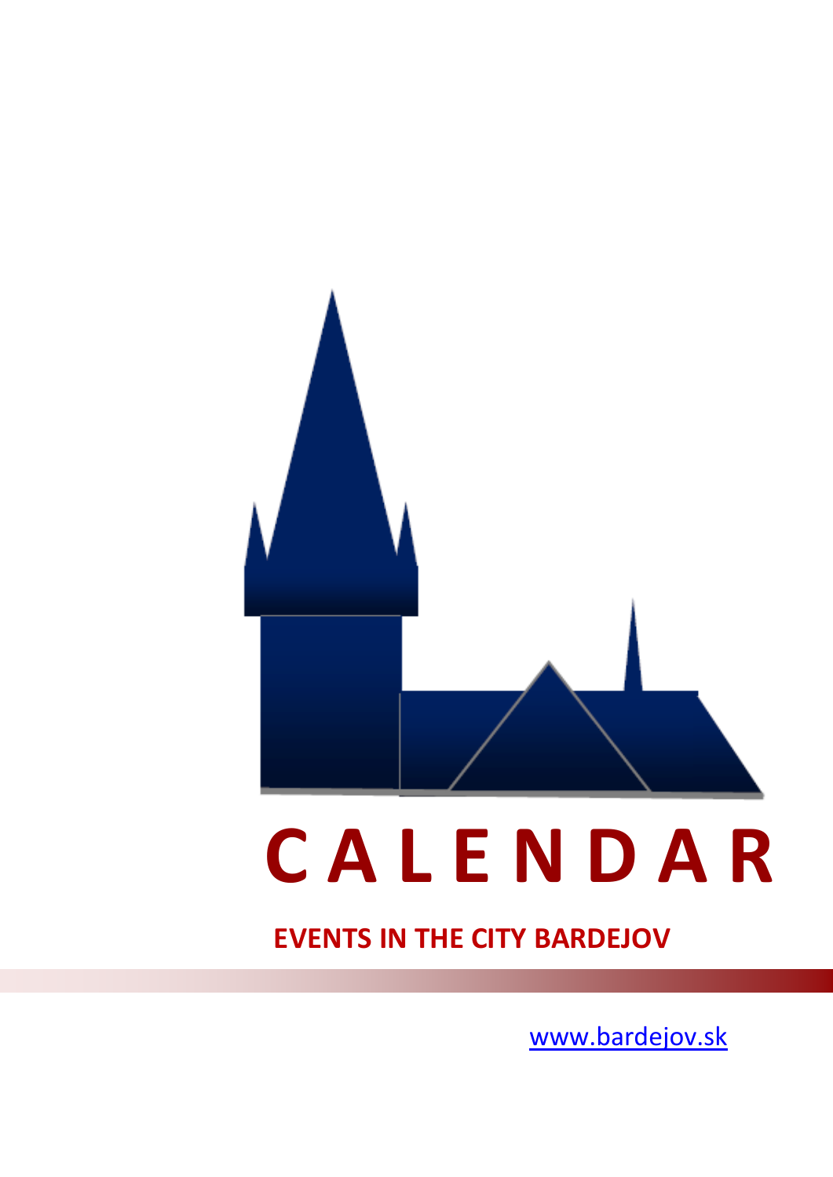# C A L E N D A R

## EVENTS IN THE CITY BARDEJOV

www.bardejov.sk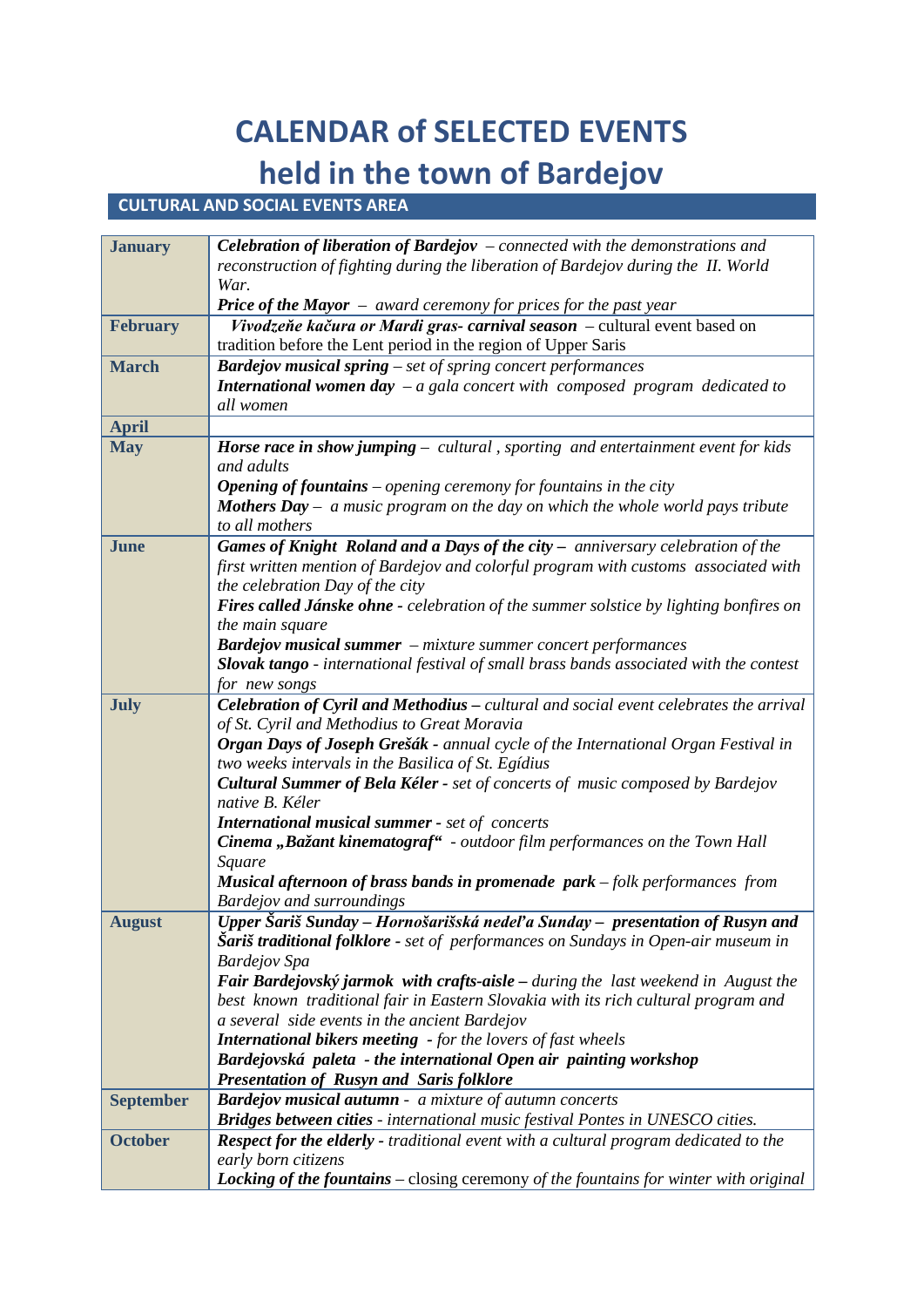# CALENDAR of SELECTED EVENTS held in the town of Bardejov

## CULTURAL AND SOCIAL EVENTS AREA

| | |
|---|---|
| **January** | ***Celebration of liberation of Bardejov*** *– connected with the demonstrations and reconstruction of fighting during the liberation of Bardejov during the II. World War.*<br>***Price of the Mayor*** *– award ceremony for prices for the past year* |
| **February** | ***Vivodzeňe kačura or Mardi gras- carnival season*** – cultural event based on tradition before the Lent period in the region of Upper Saris |
| **March** | ***Bardejov musical spring*** *– set of spring concert performances*<br>***International women day*** *– a gala concert with composed program dedicated to all women* |
| **April** | |
| **May** | ***Horse race in show jumping*** *– cultural , sporting and entertainment event for kids and adults*<br>***Opening of fountains*** *– opening ceremony for fountains in the city*<br>***Mothers Day*** *– a music program on the day on which the whole world pays tribute to all mothers* |
| **June** | ***Games of Knight Roland and a Days of the city –*** *anniversary celebration of the first written mention of Bardejov and colorful program with customs associated with the celebration Day of the city*<br>***Fires called Jánske ohne*** *- celebration of the summer solstice by lighting bonfires on the main square*<br>***Bardejov musical summer*** *– mixture summer concert performances*<br>***Slovak tango*** *- international festival of small brass bands associated with the contest for new songs* |
| **July** | ***Celebration of Cyril and Methodius –*** *cultural and social event celebrates the arrival of St. Cyril and Methodius to Great Moravia*<br>***Organ Days of Joseph Grešák*** *- annual cycle of the International Organ Festival in two weeks intervals in the Basilica of St. Egídius*<br>***Cultural Summer of Bela Kéler*** *- set of concerts of music composed by Bardejov native B. Kéler*<br>***International musical summer*** *- set of concerts*<br>***Cinema „Bažant kinematograf"*** *- outdoor film performances on the Town Hall Square*<br>***Musical afternoon of brass bands in promenade park*** *– folk performances from Bardejov and surroundings* |
| **August** | ***Upper Šariš Sunday – Hornošarišská nedeľa Sunday – presentation of Rusyn and Šariš traditional folklore*** *- set of performances on Sundays in Open-air museum in Bardejov Spa*<br>***Fair Bardejovský jarmok with crafts-aisle –*** *during the last weekend in August the best known traditional fair in Eastern Slovakia with its rich cultural program and a several side events in the ancient Bardejov*<br>***International bikers meeting*** *- for the lovers of fast wheels*<br>***Bardejovská paleta - the international Open air painting workshop***<br>***Presentation of Rusyn and Saris folklore*** |
| **September** | ***Bardejov musical autumn*** *- a mixture of autumn concerts*<br>***Bridges between cities*** *- international music festival Pontes in UNESCO cities.* |
| **October** | ***Respect for the elderly*** *- traditional event with a cultural program dedicated to the early born citizens*<br>***Locking of the fountains*** – closing ceremony *of the fountains for winter with original* |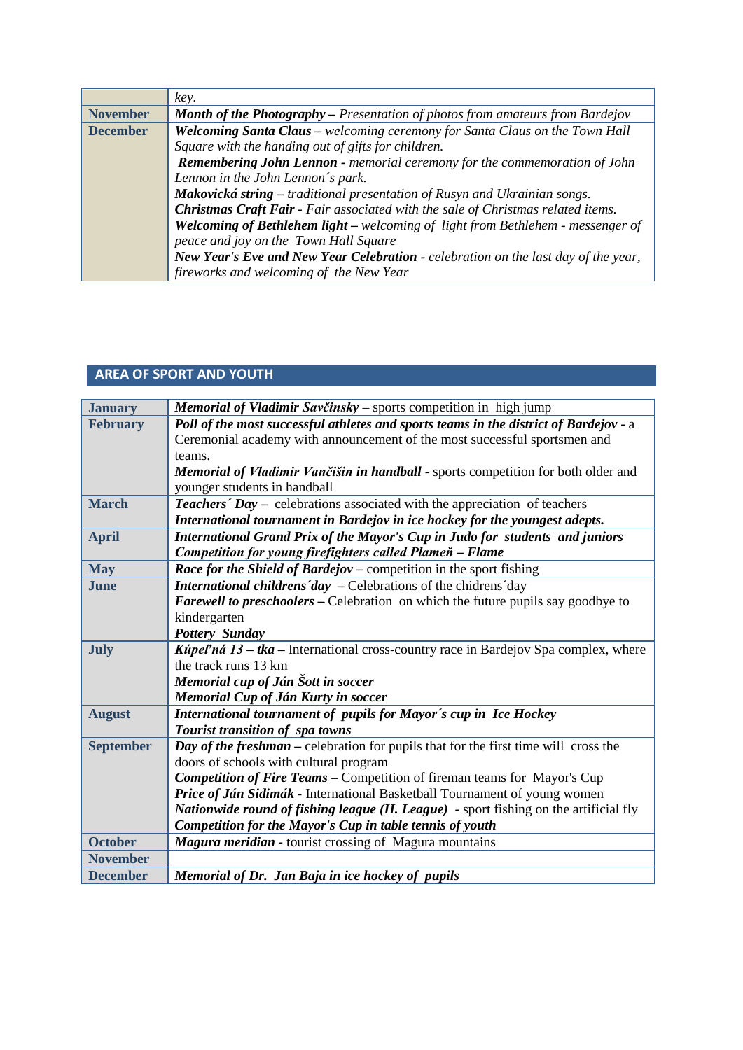|  | *key.* |
|---|---|
| **November** | ***Month of the Photography** – Presentation of photos from amateurs from Bardejov* |
| **December** | ***Welcoming Santa Claus** – welcoming ceremony for Santa Claus on the Town Hall Square with the handing out of gifts for children.*<br>***Remembering John Lennon** - memorial ceremony for the commemoration of John Lennon in the John Lennon´s park.*<br>***Makovická string** – traditional presentation of Rusyn and Ukrainian songs.*<br>***Christmas Craft Fair** - Fair associated with the sale of Christmas related items.*<br>***Welcoming of Bethlehem light** – welcoming of light from Bethlehem - messenger of peace and joy on the Town Hall Square*<br>***New Year's Eve and New Year Celebration** - celebration on the last day of the year, fireworks and welcoming of the New Year* |

## AREA OF SPORT AND YOUTH

| **January** | ***Memorial of Vladimir Savčinsky*** – sports competition in high jump |
|---|---|
| **February** | ***Poll of the most successful athletes and sports teams in the district of Bardejov*** - a Ceremonial academy with announcement of the most successful sportsmen and teams.<br>***Memorial of Vladimir Vančišin in handball*** - sports competition for both older and younger students in handball |
| **March** | ***Teachers´ Day*** – celebrations associated with the appreciation of teachers<br>***International tournament in Bardejov in ice hockey for the youngest adepts.*** |
| **April** | ***International Grand Prix of the Mayor's Cup in Judo for students and juniors***<br>***Competition for young firefighters called Plameň – Flame*** |
| **May** | ***Race for the Shield of Bardejov*** – competition in the sport fishing |
| **June** | ***International childrens´day*** – Celebrations of the chidrens´day<br>***Farewell to preschoolers*** – Celebration on which the future pupils say goodbye to kindergarten<br>***Pottery Sunday*** |
| **July** | ***Kúpeľná 13 – tka*** – International cross-country race in Bardejov Spa complex, where the track runs 13 km<br>***Memorial cup of Ján Šott in soccer***<br>***Memorial Cup of Ján Kurty in soccer*** |
| **August** | ***International tournament of pupils for Mayor´s cup in Ice Hockey***<br>***Tourist transition of spa towns*** |
| **September** | ***Day of the freshman*** – celebration for pupils that for the first time will cross the doors of schools with cultural program<br>***Competition of Fire Teams*** – Competition of fireman teams for Mayor's Cup<br>***Price of Ján Sidimák*** - International Basketball Tournament of young women<br>***Nationwide round of fishing league (II. League)*** - sport fishing on the artificial fly<br>***Competition for the Mayor's Cup in table tennis of youth*** |
| **October** | ***Magura meridian*** - tourist crossing of Magura mountains |
| **November** |  |
| **December** | ***Memorial of Dr. Jan Baja in ice hockey of pupils*** |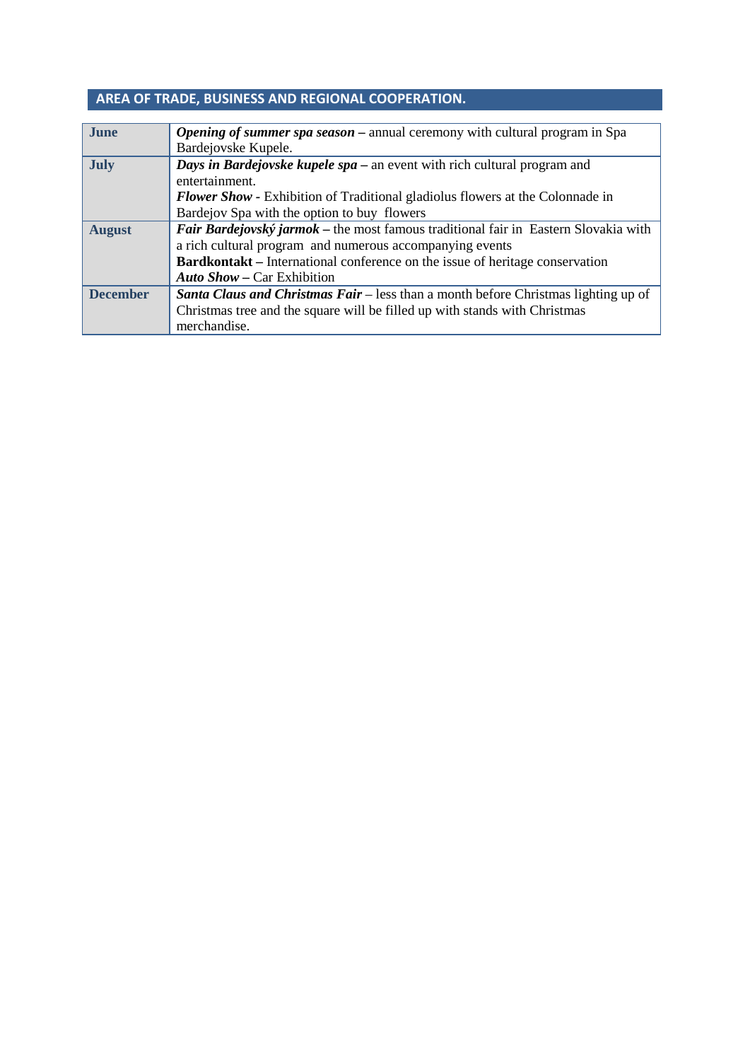## AREA OF TRADE, BUSINESS AND REGIONAL COOPERATION.

| | |
|---|---|
| **June** | ***Opening of summer spa season* –** annual ceremony with cultural program in Spa Bardejovske Kupele. |
| **July** | ***Days in Bardejovske kupele spa* –** an event with rich cultural program and entertainment.<br>***Flower Show*** - Exhibition of Traditional gladiolus flowers at the Colonnade in Bardejov Spa with the option to buy flowers |
| **August** | ***Fair Bardejovský jarmok* –** the most famous traditional fair in Eastern Slovakia with a rich cultural program and numerous accompanying events<br>**Bardkontakt –** International conference on the issue of heritage conservation<br>***Auto Show* –** Car Exhibition |
| **December** | ***Santa Claus and Christmas Fair*** – less than a month before Christmas lighting up of Christmas tree and the square will be filled up with stands with Christmas merchandise. |